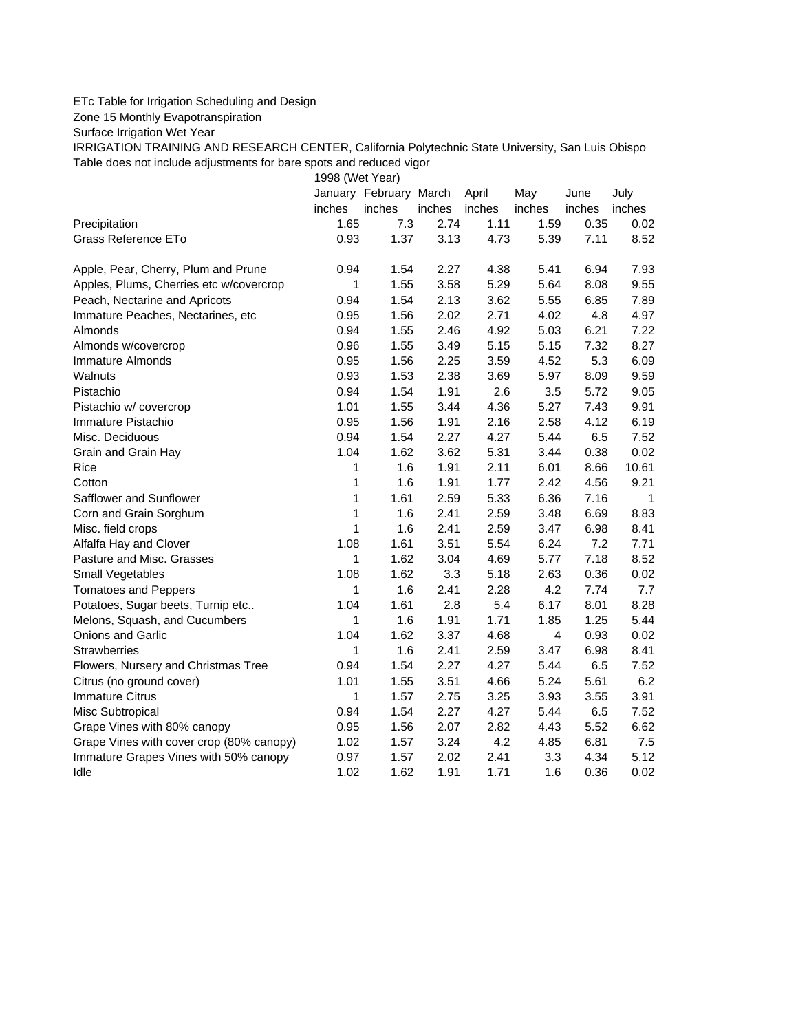ETc Table for Irrigation Scheduling and Design

Zone 15 Monthly Evapotranspiration

Surface Irrigation Wet Year

IRRIGATION TRAINING AND RESEARCH CENTER, California Polytechnic State University, San Luis Obispo

Table does not include adjustments for bare spots and reduced vigor

| | 1998 (Wet Year) | | | | | | |
|---|---|---|---|---|---|---|---|
| | January | February | March | April | May | June | July |
| | inches | inches | inches | inches | inches | inches | inches |
| Precipitation | 1.65 | 7.3 | 2.74 | 1.11 | 1.59 | 0.35 | 0.02 |
| Grass Reference ETo | 0.93 | 1.37 | 3.13 | 4.73 | 5.39 | 7.11 | 8.52 |
| | | | | | | | |
| Apple, Pear, Cherry, Plum and Prune | 0.94 | 1.54 | 2.27 | 4.38 | 5.41 | 6.94 | 7.93 |
| Apples, Plums, Cherries etc w/covercrop | 1 | 1.55 | 3.58 | 5.29 | 5.64 | 8.08 | 9.55 |
| Peach, Nectarine and Apricots | 0.94 | 1.54 | 2.13 | 3.62 | 5.55 | 6.85 | 7.89 |
| Immature Peaches, Nectarines, etc | 0.95 | 1.56 | 2.02 | 2.71 | 4.02 | 4.8 | 4.97 |
| Almonds | 0.94 | 1.55 | 2.46 | 4.92 | 5.03 | 6.21 | 7.22 |
| Almonds w/covercrop | 0.96 | 1.55 | 3.49 | 5.15 | 5.15 | 7.32 | 8.27 |
| Immature Almonds | 0.95 | 1.56 | 2.25 | 3.59 | 4.52 | 5.3 | 6.09 |
| Walnuts | 0.93 | 1.53 | 2.38 | 3.69 | 5.97 | 8.09 | 9.59 |
| Pistachio | 0.94 | 1.54 | 1.91 | 2.6 | 3.5 | 5.72 | 9.05 |
| Pistachio w/ covercrop | 1.01 | 1.55 | 3.44 | 4.36 | 5.27 | 7.43 | 9.91 |
| Immature Pistachio | 0.95 | 1.56 | 1.91 | 2.16 | 2.58 | 4.12 | 6.19 |
| Misc. Deciduous | 0.94 | 1.54 | 2.27 | 4.27 | 5.44 | 6.5 | 7.52 |
| Grain and Grain Hay | 1.04 | 1.62 | 3.62 | 5.31 | 3.44 | 0.38 | 0.02 |
| Rice | 1 | 1.6 | 1.91 | 2.11 | 6.01 | 8.66 | 10.61 |
| Cotton | 1 | 1.6 | 1.91 | 1.77 | 2.42 | 4.56 | 9.21 |
| Safflower and Sunflower | 1 | 1.61 | 2.59 | 5.33 | 6.36 | 7.16 | 1 |
| Corn and Grain Sorghum | 1 | 1.6 | 2.41 | 2.59 | 3.48 | 6.69 | 8.83 |
| Misc. field crops | 1 | 1.6 | 2.41 | 2.59 | 3.47 | 6.98 | 8.41 |
| Alfalfa Hay and Clover | 1.08 | 1.61 | 3.51 | 5.54 | 6.24 | 7.2 | 7.71 |
| Pasture and Misc. Grasses | 1 | 1.62 | 3.04 | 4.69 | 5.77 | 7.18 | 8.52 |
| Small Vegetables | 1.08 | 1.62 | 3.3 | 5.18 | 2.63 | 0.36 | 0.02 |
| Tomatoes and Peppers | 1 | 1.6 | 2.41 | 2.28 | 4.2 | 7.74 | 7.7 |
| Potatoes, Sugar beets, Turnip etc.. | 1.04 | 1.61 | 2.8 | 5.4 | 6.17 | 8.01 | 8.28 |
| Melons, Squash, and Cucumbers | 1 | 1.6 | 1.91 | 1.71 | 1.85 | 1.25 | 5.44 |
| Onions and Garlic | 1.04 | 1.62 | 3.37 | 4.68 | 4 | 0.93 | 0.02 |
| Strawberries | 1 | 1.6 | 2.41 | 2.59 | 3.47 | 6.98 | 8.41 |
| Flowers, Nursery and Christmas Tree | 0.94 | 1.54 | 2.27 | 4.27 | 5.44 | 6.5 | 7.52 |
| Citrus (no ground cover) | 1.01 | 1.55 | 3.51 | 4.66 | 5.24 | 5.61 | 6.2 |
| Immature Citrus | 1 | 1.57 | 2.75 | 3.25 | 3.93 | 3.55 | 3.91 |
| Misc Subtropical | 0.94 | 1.54 | 2.27 | 4.27 | 5.44 | 6.5 | 7.52 |
| Grape Vines with 80% canopy | 0.95 | 1.56 | 2.07 | 2.82 | 4.43 | 5.52 | 6.62 |
| Grape Vines with cover crop (80% canopy) | 1.02 | 1.57 | 3.24 | 4.2 | 4.85 | 6.81 | 7.5 |
| Immature Grapes Vines with 50% canopy | 0.97 | 1.57 | 2.02 | 2.41 | 3.3 | 4.34 | 5.12 |
| Idle | 1.02 | 1.62 | 1.91 | 1.71 | 1.6 | 0.36 | 0.02 |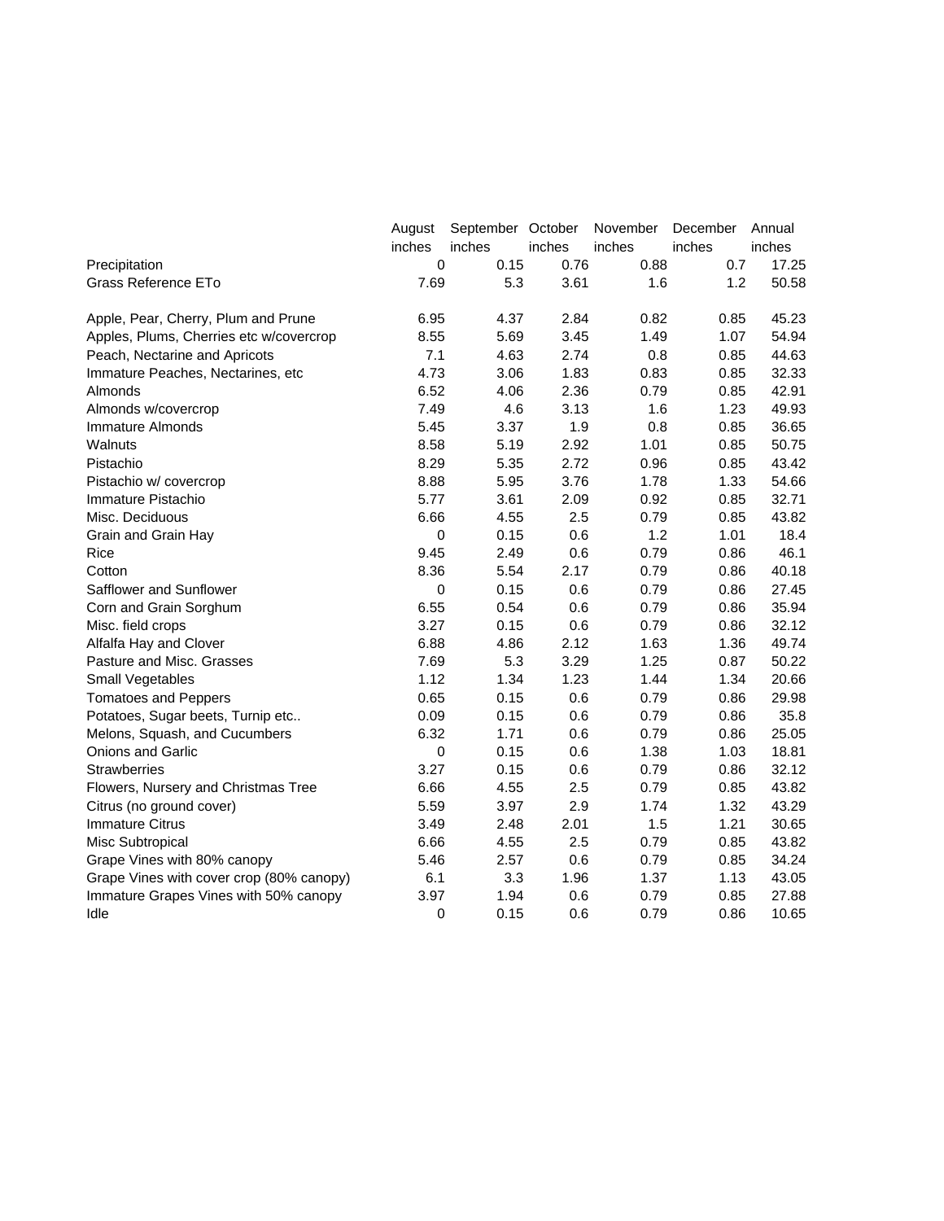| | August inches | September inches | October inches | November inches | December inches | Annual inches |
|---|---|---|---|---|---|---|
| Precipitation | 0 | 0.15 | 0.76 | 0.88 | 0.7 | 17.25 |
| Grass Reference ETo | 7.69 | 5.3 | 3.61 | 1.6 | 1.2 | 50.58 |
| | | | | | | |
| Apple, Pear, Cherry, Plum and Prune | 6.95 | 4.37 | 2.84 | 0.82 | 0.85 | 45.23 |
| Apples, Plums, Cherries etc w/covercrop | 8.55 | 5.69 | 3.45 | 1.49 | 1.07 | 54.94 |
| Peach, Nectarine and Apricots | 7.1 | 4.63 | 2.74 | 0.8 | 0.85 | 44.63 |
| Immature Peaches, Nectarines, etc | 4.73 | 3.06 | 1.83 | 0.83 | 0.85 | 32.33 |
| Almonds | 6.52 | 4.06 | 2.36 | 0.79 | 0.85 | 42.91 |
| Almonds w/covercrop | 7.49 | 4.6 | 3.13 | 1.6 | 1.23 | 49.93 |
| Immature Almonds | 5.45 | 3.37 | 1.9 | 0.8 | 0.85 | 36.65 |
| Walnuts | 8.58 | 5.19 | 2.92 | 1.01 | 0.85 | 50.75 |
| Pistachio | 8.29 | 5.35 | 2.72 | 0.96 | 0.85 | 43.42 |
| Pistachio w/ covercrop | 8.88 | 5.95 | 3.76 | 1.78 | 1.33 | 54.66 |
| Immature Pistachio | 5.77 | 3.61 | 2.09 | 0.92 | 0.85 | 32.71 |
| Misc. Deciduous | 6.66 | 4.55 | 2.5 | 0.79 | 0.85 | 43.82 |
| Grain and Grain Hay | 0 | 0.15 | 0.6 | 1.2 | 1.01 | 18.4 |
| Rice | 9.45 | 2.49 | 0.6 | 0.79 | 0.86 | 46.1 |
| Cotton | 8.36 | 5.54 | 2.17 | 0.79 | 0.86 | 40.18 |
| Safflower and Sunflower | 0 | 0.15 | 0.6 | 0.79 | 0.86 | 27.45 |
| Corn and Grain Sorghum | 6.55 | 0.54 | 0.6 | 0.79 | 0.86 | 35.94 |
| Misc. field crops | 3.27 | 0.15 | 0.6 | 0.79 | 0.86 | 32.12 |
| Alfalfa Hay and Clover | 6.88 | 4.86 | 2.12 | 1.63 | 1.36 | 49.74 |
| Pasture and Misc. Grasses | 7.69 | 5.3 | 3.29 | 1.25 | 0.87 | 50.22 |
| Small Vegetables | 1.12 | 1.34 | 1.23 | 1.44 | 1.34 | 20.66 |
| Tomatoes and Peppers | 0.65 | 0.15 | 0.6 | 0.79 | 0.86 | 29.98 |
| Potatoes, Sugar beets, Turnip etc.. | 0.09 | 0.15 | 0.6 | 0.79 | 0.86 | 35.8 |
| Melons, Squash, and Cucumbers | 6.32 | 1.71 | 0.6 | 0.79 | 0.86 | 25.05 |
| Onions and Garlic | 0 | 0.15 | 0.6 | 1.38 | 1.03 | 18.81 |
| Strawberries | 3.27 | 0.15 | 0.6 | 0.79 | 0.86 | 32.12 |
| Flowers, Nursery and Christmas Tree | 6.66 | 4.55 | 2.5 | 0.79 | 0.85 | 43.82 |
| Citrus (no ground cover) | 5.59 | 3.97 | 2.9 | 1.74 | 1.32 | 43.29 |
| Immature Citrus | 3.49 | 2.48 | 2.01 | 1.5 | 1.21 | 30.65 |
| Misc Subtropical | 6.66 | 4.55 | 2.5 | 0.79 | 0.85 | 43.82 |
| Grape Vines with 80% canopy | 5.46 | 2.57 | 0.6 | 0.79 | 0.85 | 34.24 |
| Grape Vines with cover crop (80% canopy) | 6.1 | 3.3 | 1.96 | 1.37 | 1.13 | 43.05 |
| Immature Grapes Vines with 50% canopy | 3.97 | 1.94 | 0.6 | 0.79 | 0.85 | 27.88 |
| Idle | 0 | 0.15 | 0.6 | 0.79 | 0.86 | 10.65 |